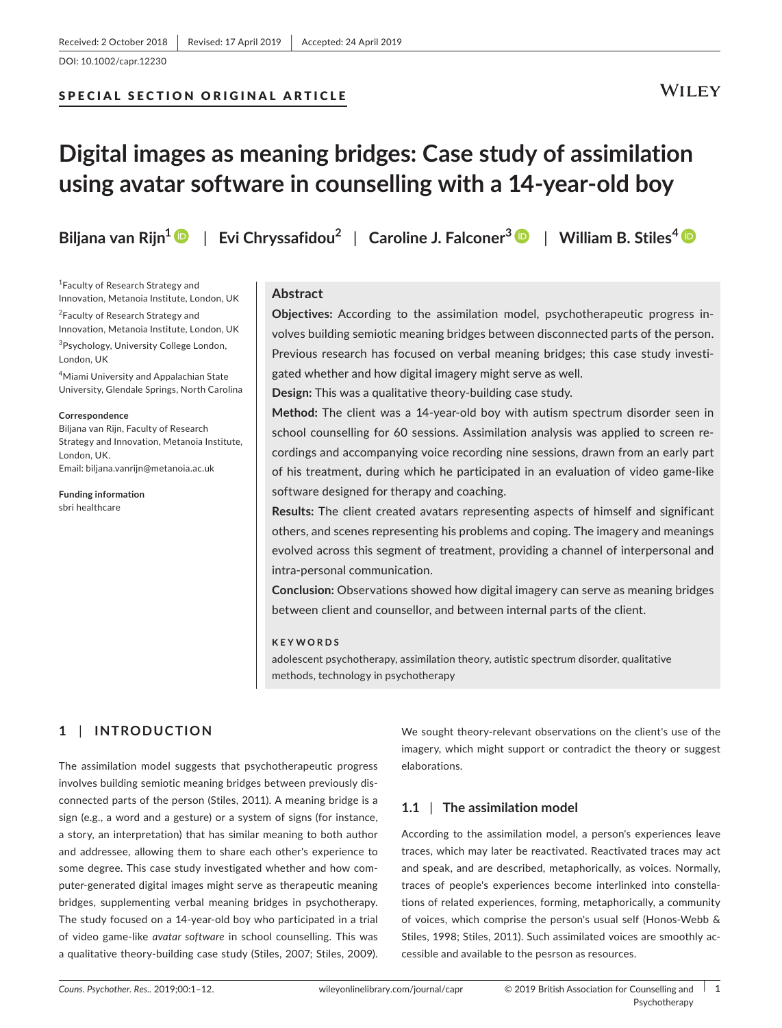Received: 2 October 2018 | Revised: 17 April 2019 | Accepted: 24 April 2019

DOI: 10.1002/capr.12230

SPECIAL SECTION ORIGINAL ARTICLE

# Digital images as meaning bridges: Case study of assimilation using avatar software in counselling with a 14-year-old boy

**Biljana van Rijn**[1] | **Evi Chryssafidou**[2] | **Caroline J. Falconer**[3] | **William B. Stiles**[4]

[1]Faculty of Research Strategy and Innovation, Metanoia Institute, London, UK

[2]Faculty of Research Strategy and Innovation, Metanoia Institute, London, UK

[3]Psychology, University College London, London, UK

[4]Miami University and Appalachian State University, Glendale Springs, North Carolina

**Correspondence**
Biljana van Rijn, Faculty of Research Strategy and Innovation, Metanoia Institute, London, UK.
Email: biljana.vanrijn@metanoia.ac.uk

**Funding information**
sbri healthcare

## Abstract

**Objectives:** According to the assimilation model, psychotherapeutic progress involves building semiotic meaning bridges between disconnected parts of the person. Previous research has focused on verbal meaning bridges; this case study investigated whether and how digital imagery might serve as well.

**Design:** This was a qualitative theory-building case study.

**Method:** The client was a 14-year-old boy with autism spectrum disorder seen in school counselling for 60 sessions. Assimilation analysis was applied to screen recordings and accompanying voice recording nine sessions, drawn from an early part of his treatment, during which he participated in an evaluation of video game-like software designed for therapy and coaching.

**Results:** The client created avatars representing aspects of himself and significant others, and scenes representing his problems and coping. The imagery and meanings evolved across this segment of treatment, providing a channel of interpersonal and intra-personal communication.

**Conclusion:** Observations showed how digital imagery can serve as meaning bridges between client and counsellor, and between internal parts of the client.

**KEYWORDS**

adolescent psychotherapy, assimilation theory, autistic spectrum disorder, qualitative methods, technology in psychotherapy

## 1 | INTRODUCTION

The assimilation model suggests that psychotherapeutic progress involves building semiotic meaning bridges between previously disconnected parts of the person (Stiles, 2011). A meaning bridge is a sign (e.g., a word and a gesture) or a system of signs (for instance, a story, an interpretation) that has similar meaning to both author and addressee, allowing them to share each other's experience to some degree. This case study investigated whether and how computer-generated digital images might serve as therapeutic meaning bridges, supplementing verbal meaning bridges in psychotherapy. The study focused on a 14-year-old boy who participated in a trial of video game-like *avatar software* in school counselling. This was a qualitative theory-building case study (Stiles, 2007; Stiles, 2009). We sought theory-relevant observations on the client's use of the imagery, which might support or contradict the theory or suggest elaborations.

### 1.1 | The assimilation model

According to the assimilation model, a person's experiences leave traces, which may later be reactivated. Reactivated traces may act and speak, and are described, metaphorically, as voices. Normally, traces of people's experiences become interlinked into constellations of related experiences, forming, metaphorically, a community of voices, which comprise the person's usual self (Honos-Webb & Stiles, 1998; Stiles, 2011). Such assimilated voices are smoothly accessible and available to the pesrson as resources.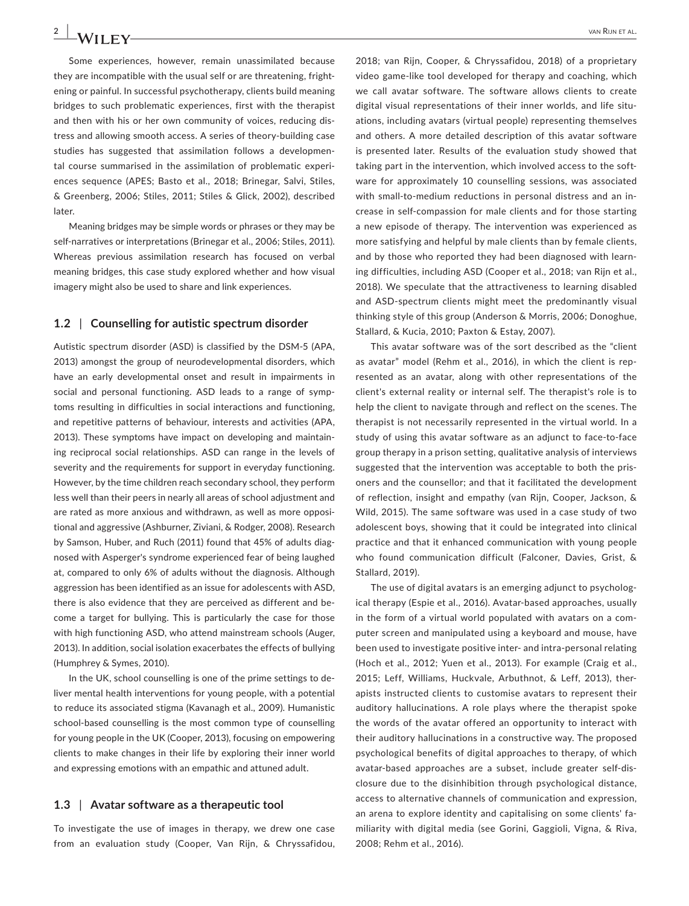Some experiences, however, remain unassimilated because they are incompatible with the usual self or are threatening, frightening or painful. In successful psychotherapy, clients build meaning bridges to such problematic experiences, first with the therapist and then with his or her own community of voices, reducing distress and allowing smooth access. A series of theory-building case studies has suggested that assimilation follows a developmental course summarised in the assimilation of problematic experiences sequence (APES; Basto et al., 2018; Brinegar, Salvi, Stiles, & Greenberg, 2006; Stiles, 2011; Stiles & Glick, 2002), described later.

Meaning bridges may be simple words or phrases or they may be self-narratives or interpretations (Brinegar et al., 2006; Stiles, 2011). Whereas previous assimilation research has focused on verbal meaning bridges, this case study explored whether and how visual imagery might also be used to share and link experiences.

### 1.2 | Counselling for autistic spectrum disorder

Autistic spectrum disorder (ASD) is classified by the DSM-5 (APA, 2013) amongst the group of neurodevelopmental disorders, which have an early developmental onset and result in impairments in social and personal functioning. ASD leads to a range of symptoms resulting in difficulties in social interactions and functioning, and repetitive patterns of behaviour, interests and activities (APA, 2013). These symptoms have impact on developing and maintaining reciprocal social relationships. ASD can range in the levels of severity and the requirements for support in everyday functioning. However, by the time children reach secondary school, they perform less well than their peers in nearly all areas of school adjustment and are rated as more anxious and withdrawn, as well as more oppositional and aggressive (Ashburner, Ziviani, & Rodger, 2008). Research by Samson, Huber, and Ruch (2011) found that 45% of adults diagnosed with Asperger's syndrome experienced fear of being laughed at, compared to only 6% of adults without the diagnosis. Although aggression has been identified as an issue for adolescents with ASD, there is also evidence that they are perceived as different and become a target for bullying. This is particularly the case for those with high functioning ASD, who attend mainstream schools (Auger, 2013). In addition, social isolation exacerbates the effects of bullying (Humphrey & Symes, 2010).

In the UK, school counselling is one of the prime settings to deliver mental health interventions for young people, with a potential to reduce its associated stigma (Kavanagh et al., 2009). Humanistic school-based counselling is the most common type of counselling for young people in the UK (Cooper, 2013), focusing on empowering clients to make changes in their life by exploring their inner world and expressing emotions with an empathic and attuned adult.

### 1.3 | Avatar software as a therapeutic tool

To investigate the use of images in therapy, we drew one case from an evaluation study (Cooper, Van Rijn, & Chryssafidou, 2018; van Rijn, Cooper, & Chryssafidou, 2018) of a proprietary video game-like tool developed for therapy and coaching, which we call avatar software. The software allows clients to create digital visual representations of their inner worlds, and life situations, including avatars (virtual people) representing themselves and others. A more detailed description of this avatar software is presented later. Results of the evaluation study showed that taking part in the intervention, which involved access to the software for approximately 10 counselling sessions, was associated with small-to-medium reductions in personal distress and an increase in self-compassion for male clients and for those starting a new episode of therapy. The intervention was experienced as more satisfying and helpful by male clients than by female clients, and by those who reported they had been diagnosed with learning difficulties, including ASD (Cooper et al., 2018; van Rijn et al., 2018). We speculate that the attractiveness to learning disabled and ASD-spectrum clients might meet the predominantly visual thinking style of this group (Anderson & Morris, 2006; Donoghue, Stallard, & Kucia, 2010; Paxton & Estay, 2007).

This avatar software was of the sort described as the "client as avatar" model (Rehm et al., 2016), in which the client is represented as an avatar, along with other representations of the client's external reality or internal self. The therapist's role is to help the client to navigate through and reflect on the scenes. The therapist is not necessarily represented in the virtual world. In a study of using this avatar software as an adjunct to face-to-face group therapy in a prison setting, qualitative analysis of interviews suggested that the intervention was acceptable to both the prisoners and the counsellor; and that it facilitated the development of reflection, insight and empathy (van Rijn, Cooper, Jackson, & Wild, 2015). The same software was used in a case study of two adolescent boys, showing that it could be integrated into clinical practice and that it enhanced communication with young people who found communication difficult (Falconer, Davies, Grist, & Stallard, 2019).

The use of digital avatars is an emerging adjunct to psychological therapy (Espie et al., 2016). Avatar-based approaches, usually in the form of a virtual world populated with avatars on a computer screen and manipulated using a keyboard and mouse, have been used to investigate positive inter- and intra-personal relating (Hoch et al., 2012; Yuen et al., 2013). For example (Craig et al., 2015; Leff, Williams, Huckvale, Arbuthnot, & Leff, 2013), therapists instructed clients to customise avatars to represent their auditory hallucinations. A role plays where the therapist spoke the words of the avatar offered an opportunity to interact with their auditory hallucinations in a constructive way. The proposed psychological benefits of digital approaches to therapy, of which avatar-based approaches are a subset, include greater self-disclosure due to the disinhibition through psychological distance, access to alternative channels of communication and expression, an arena to explore identity and capitalising on some clients' familiarity with digital media (see Gorini, Gaggioli, Vigna, & Riva, 2008; Rehm et al., 2016).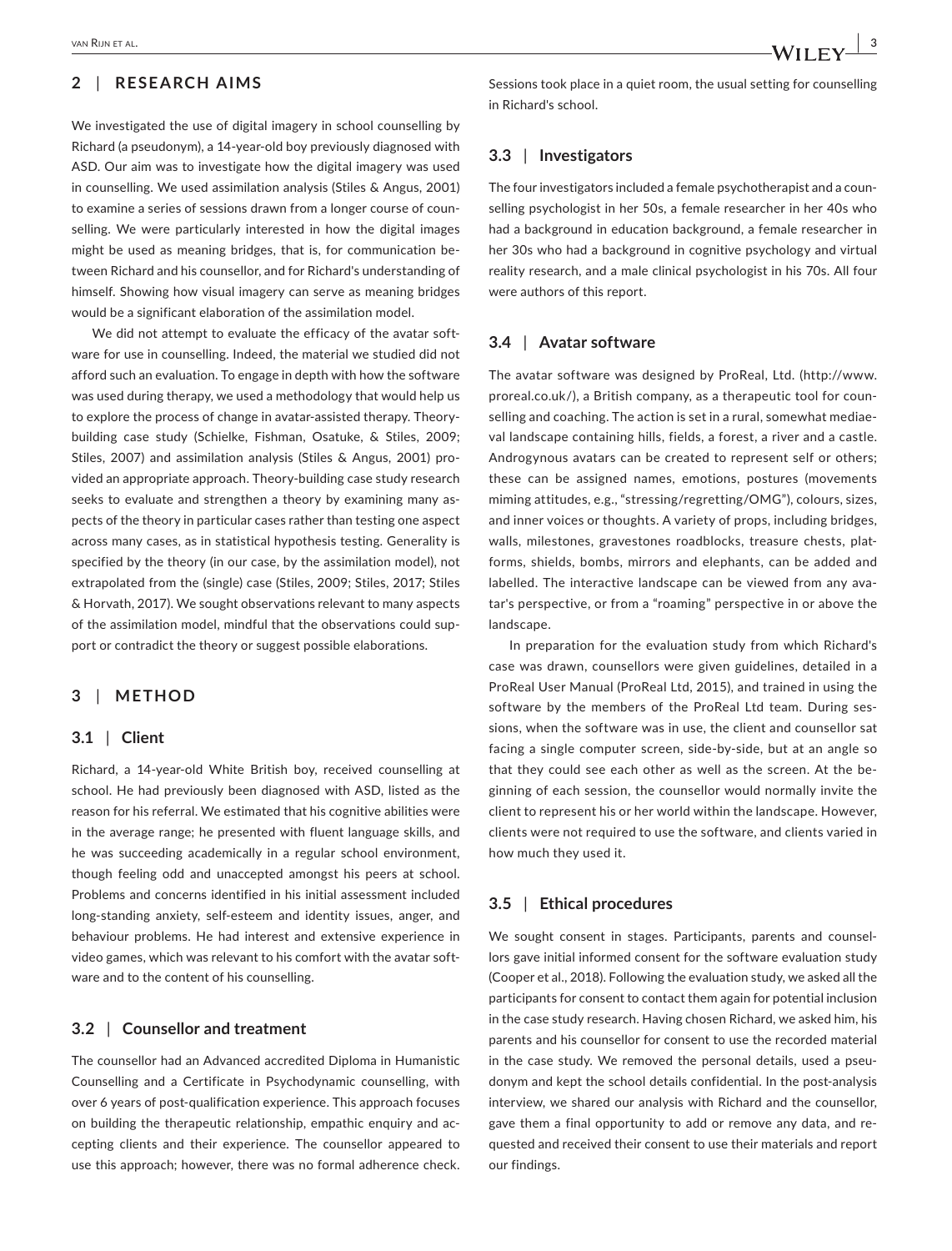## 2 | RESEARCH AIMS

We investigated the use of digital imagery in school counselling by Richard (a pseudonym), a 14-year-old boy previously diagnosed with ASD. Our aim was to investigate how the digital imagery was used in counselling. We used assimilation analysis (Stiles & Angus, 2001) to examine a series of sessions drawn from a longer course of counselling. We were particularly interested in how the digital images might be used as meaning bridges, that is, for communication between Richard and his counsellor, and for Richard's understanding of himself. Showing how visual imagery can serve as meaning bridges would be a significant elaboration of the assimilation model.

We did not attempt to evaluate the efficacy of the avatar software for use in counselling. Indeed, the material we studied did not afford such an evaluation. To engage in depth with how the software was used during therapy, we used a methodology that would help us to explore the process of change in avatar-assisted therapy. Theory-building case study (Schielke, Fishman, Osatuke, & Stiles, 2009; Stiles, 2007) and assimilation analysis (Stiles & Angus, 2001) provided an appropriate approach. Theory-building case study research seeks to evaluate and strengthen a theory by examining many aspects of the theory in particular cases rather than testing one aspect across many cases, as in statistical hypothesis testing. Generality is specified by the theory (in our case, by the assimilation model), not extrapolated from the (single) case (Stiles, 2009; Stiles, 2017; Stiles & Horvath, 2017). We sought observations relevant to many aspects of the assimilation model, mindful that the observations could support or contradict the theory or suggest possible elaborations.

## 3 | METHOD

### 3.1 | Client

Richard, a 14-year-old White British boy, received counselling at school. He had previously been diagnosed with ASD, listed as the reason for his referral. We estimated that his cognitive abilities were in the average range; he presented with fluent language skills, and he was succeeding academically in a regular school environment, though feeling odd and unaccepted amongst his peers at school. Problems and concerns identified in his initial assessment included long-standing anxiety, self-esteem and identity issues, anger, and behaviour problems. He had interest and extensive experience in video games, which was relevant to his comfort with the avatar software and to the content of his counselling.

### 3.2 | Counsellor and treatment

The counsellor had an Advanced accredited Diploma in Humanistic Counselling and a Certificate in Psychodynamic counselling, with over 6 years of post-qualification experience. This approach focuses on building the therapeutic relationship, empathic enquiry and accepting clients and their experience. The counsellor appeared to use this approach; however, there was no formal adherence check. Sessions took place in a quiet room, the usual setting for counselling in Richard's school.

### 3.3 | Investigators

The four investigators included a female psychotherapist and a counselling psychologist in her 50s, a female researcher in her 40s who had a background in education background, a female researcher in her 30s who had a background in cognitive psychology and virtual reality research, and a male clinical psychologist in his 70s. All four were authors of this report.

### 3.4 | Avatar software

The avatar software was designed by ProReal, Ltd. (http://www.proreal.co.uk/), a British company, as a therapeutic tool for counselling and coaching. The action is set in a rural, somewhat mediaeval landscape containing hills, fields, a forest, a river and a castle. Androgynous avatars can be created to represent self or others; these can be assigned names, emotions, postures (movements miming attitudes, e.g., "stressing/regretting/OMG"), colours, sizes, and inner voices or thoughts. A variety of props, including bridges, walls, milestones, gravestones roadblocks, treasure chests, platforms, shields, bombs, mirrors and elephants, can be added and labelled. The interactive landscape can be viewed from any avatar's perspective, or from a "roaming" perspective in or above the landscape.

In preparation for the evaluation study from which Richard's case was drawn, counsellors were given guidelines, detailed in a ProReal User Manual (ProReal Ltd, 2015), and trained in using the software by the members of the ProReal Ltd team. During sessions, when the software was in use, the client and counsellor sat facing a single computer screen, side-by-side, but at an angle so that they could see each other as well as the screen. At the beginning of each session, the counsellor would normally invite the client to represent his or her world within the landscape. However, clients were not required to use the software, and clients varied in how much they used it.

### 3.5 | Ethical procedures

We sought consent in stages. Participants, parents and counsellors gave initial informed consent for the software evaluation study (Cooper et al., 2018). Following the evaluation study, we asked all the participants for consent to contact them again for potential inclusion in the case study research. Having chosen Richard, we asked him, his parents and his counsellor for consent to use the recorded material in the case study. We removed the personal details, used a pseudonym and kept the school details confidential. In the post-analysis interview, we shared our analysis with Richard and the counsellor, gave them a final opportunity to add or remove any data, and requested and received their consent to use their materials and report our findings.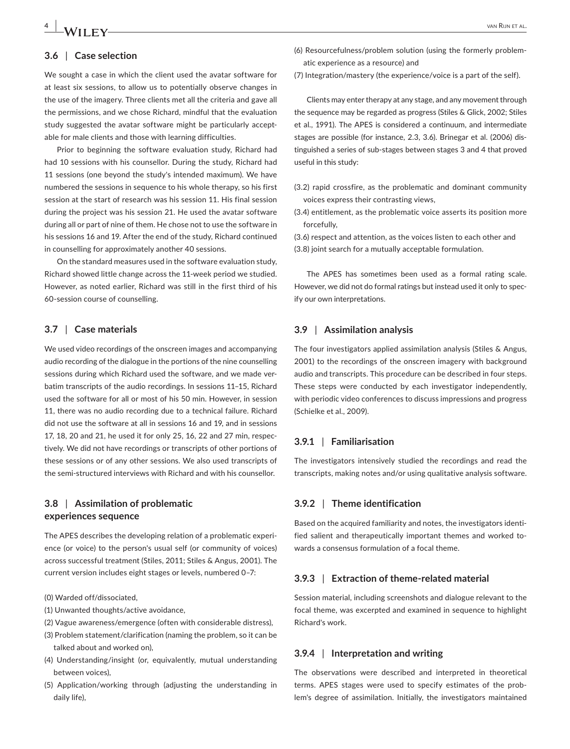### 3.6 | Case selection

We sought a case in which the client used the avatar software for at least six sessions, to allow us to potentially observe changes in the use of the imagery. Three clients met all the criteria and gave all the permissions, and we chose Richard, mindful that the evaluation study suggested the avatar software might be particularly acceptable for male clients and those with learning difficulties.

Prior to beginning the software evaluation study, Richard had had 10 sessions with his counsellor. During the study, Richard had 11 sessions (one beyond the study's intended maximum). We have numbered the sessions in sequence to his whole therapy, so his first session at the start of research was his session 11. His final session during the project was his session 21. He used the avatar software during all or part of nine of them. He chose not to use the software in his sessions 16 and 19. After the end of the study, Richard continued in counselling for approximately another 40 sessions.

On the standard measures used in the software evaluation study, Richard showed little change across the 11-week period we studied. However, as noted earlier, Richard was still in the first third of his 60-session course of counselling.

### 3.7 | Case materials

We used video recordings of the onscreen images and accompanying audio recording of the dialogue in the portions of the nine counselling sessions during which Richard used the software, and we made verbatim transcripts of the audio recordings. In sessions 11–15, Richard used the software for all or most of his 50 min. However, in session 11, there was no audio recording due to a technical failure. Richard did not use the software at all in sessions 16 and 19, and in sessions 17, 18, 20 and 21, he used it for only 25, 16, 22 and 27 min, respectively. We did not have recordings or transcripts of other portions of these sessions or of any other sessions. We also used transcripts of the semi-structured interviews with Richard and with his counsellor.

### 3.8 | Assimilation of problematic experiences sequence

The APES describes the developing relation of a problematic experience (or voice) to the person's usual self (or community of voices) across successful treatment (Stiles, 2011; Stiles & Angus, 2001). The current version includes eight stages or levels, numbered 0–7:

(0) Warded off/dissociated,
(1) Unwanted thoughts/active avoidance,
(2) Vague awareness/emergence (often with considerable distress),
(3) Problem statement/clarification (naming the problem, so it can be talked about and worked on),
(4) Understanding/insight (or, equivalently, mutual understanding between voices),
(5) Application/working through (adjusting the understanding in daily life),
(6) Resourcefulness/problem solution (using the formerly problematic experience as a resource) and
(7) Integration/mastery (the experience/voice is a part of the self).

Clients may enter therapy at any stage, and any movement through the sequence may be regarded as progress (Stiles & Glick, 2002; Stiles et al., 1991). The APES is considered a continuum, and intermediate stages are possible (for instance, 2.3, 3.6). Brinegar et al. (2006) distinguished a series of sub-stages between stages 3 and 4 that proved useful in this study:

(3.2) rapid crossfire, as the problematic and dominant community voices express their contrasting views,
(3.4) entitlement, as the problematic voice asserts its position more forcefully,
(3.6) respect and attention, as the voices listen to each other and
(3.8) joint search for a mutually acceptable formulation.

The APES has sometimes been used as a formal rating scale. However, we did not do formal ratings but instead used it only to specify our own interpretations.

### 3.9 | Assimilation analysis

The four investigators applied assimilation analysis (Stiles & Angus, 2001) to the recordings of the onscreen imagery with background audio and transcripts. This procedure can be described in four steps. These steps were conducted by each investigator independently, with periodic video conferences to discuss impressions and progress (Schielke et al., 2009).

#### 3.9.1 | Familiarisation

The investigators intensively studied the recordings and read the transcripts, making notes and/or using qualitative analysis software.

#### 3.9.2 | Theme identification

Based on the acquired familiarity and notes, the investigators identified salient and therapeutically important themes and worked towards a consensus formulation of a focal theme.

#### 3.9.3 | Extraction of theme-related material

Session material, including screenshots and dialogue relevant to the focal theme, was excerpted and examined in sequence to highlight Richard's work.

#### 3.9.4 | Interpretation and writing

The observations were described and interpreted in theoretical terms. APES stages were used to specify estimates of the problem's degree of assimilation. Initially, the investigators maintained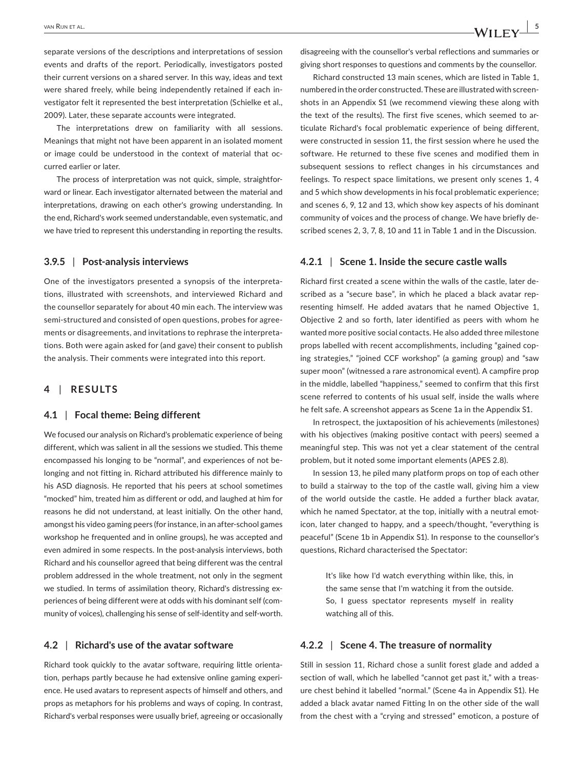separate versions of the descriptions and interpretations of session events and drafts of the report. Periodically, investigators posted their current versions on a shared server. In this way, ideas and text were shared freely, while being independently retained if each investigator felt it represented the best interpretation (Schielke et al., 2009). Later, these separate accounts were integrated.

The interpretations drew on familiarity with all sessions. Meanings that might not have been apparent in an isolated moment or image could be understood in the context of material that occurred earlier or later.

The process of interpretation was not quick, simple, straightforward or linear. Each investigator alternated between the material and interpretations, drawing on each other's growing understanding. In the end, Richard's work seemed understandable, even systematic, and we have tried to represent this understanding in reporting the results.

### 3.9.5 | Post-analysis interviews

One of the investigators presented a synopsis of the interpretations, illustrated with screenshots, and interviewed Richard and the counsellor separately for about 40 min each. The interview was semi-structured and consisted of open questions, probes for agreements or disagreements, and invitations to rephrase the interpretations. Both were again asked for (and gave) their consent to publish the analysis. Their comments were integrated into this report.

## 4 | RESULTS

### 4.1 | Focal theme: Being different

We focused our analysis on Richard's problematic experience of being different, which was salient in all the sessions we studied. This theme encompassed his longing to be "normal", and experiences of not belonging and not fitting in. Richard attributed his difference mainly to his ASD diagnosis. He reported that his peers at school sometimes "mocked" him, treated him as different or odd, and laughed at him for reasons he did not understand, at least initially. On the other hand, amongst his video gaming peers (for instance, in an after-school games workshop he frequented and in online groups), he was accepted and even admired in some respects. In the post-analysis interviews, both Richard and his counsellor agreed that being different was the central problem addressed in the whole treatment, not only in the segment we studied. In terms of assimilation theory, Richard's distressing experiences of being different were at odds with his dominant self (community of voices), challenging his sense of self-identity and self-worth.

### 4.2 | Richard's use of the avatar software

Richard took quickly to the avatar software, requiring little orientation, perhaps partly because he had extensive online gaming experience. He used avatars to represent aspects of himself and others, and props as metaphors for his problems and ways of coping. In contrast, Richard's verbal responses were usually brief, agreeing or occasionally disagreeing with the counsellor's verbal reflections and summaries or giving short responses to questions and comments by the counsellor.

Richard constructed 13 main scenes, which are listed in Table 1, numbered in the order constructed. These are illustrated with screenshots in an Appendix S1 (we recommend viewing these along with the text of the results). The first five scenes, which seemed to articulate Richard's focal problematic experience of being different, were constructed in session 11, the first session where he used the software. He returned to these five scenes and modified them in subsequent sessions to reflect changes in his circumstances and feelings. To respect space limitations, we present only scenes 1, 4 and 5 which show developments in his focal problematic experience; and scenes 6, 9, 12 and 13, which show key aspects of his dominant community of voices and the process of change. We have briefly described scenes 2, 3, 7, 8, 10 and 11 in Table 1 and in the Discussion.

#### 4.2.1 | Scene 1. Inside the secure castle walls

Richard first created a scene within the walls of the castle, later described as a "secure base", in which he placed a black avatar representing himself. He added avatars that he named Objective 1, Objective 2 and so forth, later identified as peers with whom he wanted more positive social contacts. He also added three milestone props labelled with recent accomplishments, including "gained coping strategies," "joined CCF workshop" (a gaming group) and "saw super moon" (witnessed a rare astronomical event). A campfire prop in the middle, labelled "happiness," seemed to confirm that this first scene referred to contents of his usual self, inside the walls where he felt safe. A screenshot appears as Scene 1a in the Appendix S1.

In retrospect, the juxtaposition of his achievements (milestones) with his objectives (making positive contact with peers) seemed a meaningful step. This was not yet a clear statement of the central problem, but it noted some important elements (APES 2.8).

In session 13, he piled many platform props on top of each other to build a stairway to the top of the castle wall, giving him a view of the world outside the castle. He added a further black avatar, which he named Spectator, at the top, initially with a neutral emoticon, later changed to happy, and a speech/thought, "everything is peaceful" (Scene 1b in Appendix S1). In response to the counsellor's questions, Richard characterised the Spectator:

> It's like how I'd watch everything within like, this, in the same sense that I'm watching it from the outside. So, I guess spectator represents myself in reality watching all of this.

#### 4.2.2 | Scene 4. The treasure of normality

Still in session 11, Richard chose a sunlit forest glade and added a section of wall, which he labelled "cannot get past it," with a treasure chest behind it labelled "normal." (Scene 4a in Appendix S1). He added a black avatar named Fitting In on the other side of the wall from the chest with a "crying and stressed" emoticon, a posture of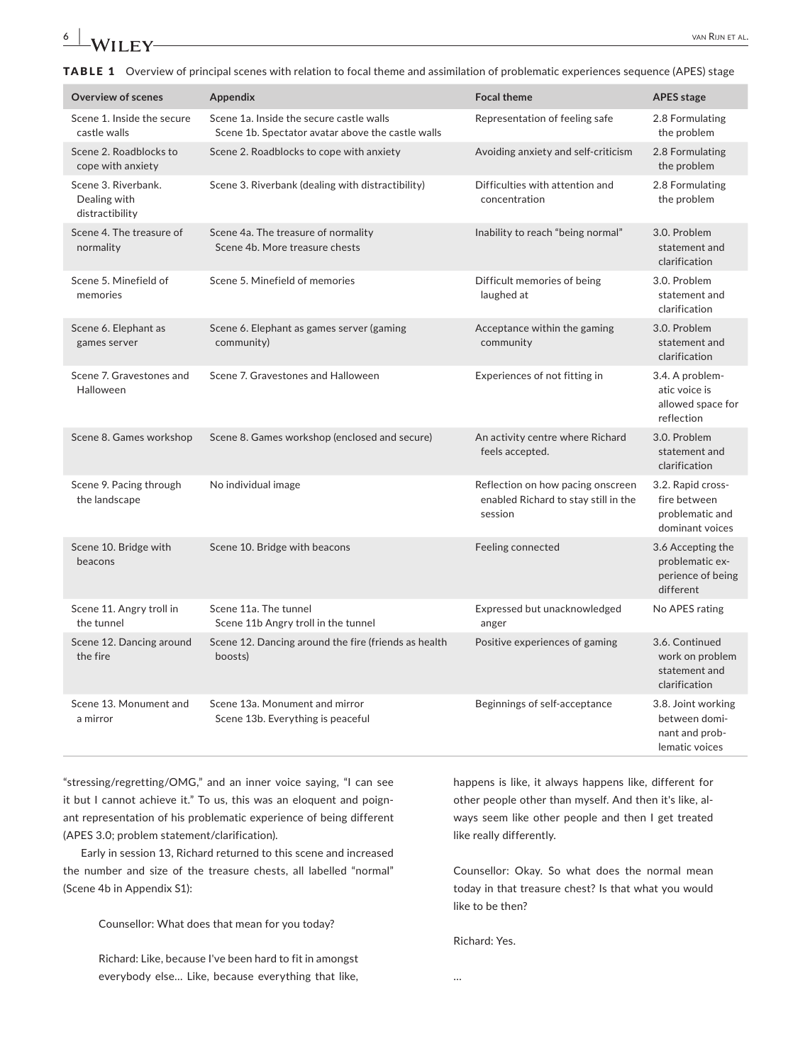**TABLE 1** Overview of principal scenes with relation to focal theme and assimilation of problematic experiences sequence (APES) stage

| Overview of scenes | Appendix | Focal theme | APES stage |
|---|---|---|---|
| Scene 1. Inside the secure castle walls | Scene 1a. Inside the secure castle walls<br>Scene 1b. Spectator avatar above the castle walls | Representation of feeling safe | 2.8 Formulating the problem |
| Scene 2. Roadblocks to cope with anxiety | Scene 2. Roadblocks to cope with anxiety | Avoiding anxiety and self-criticism | 2.8 Formulating the problem |
| Scene 3. Riverbank. Dealing with distractibility | Scene 3. Riverbank (dealing with distractibility) | Difficulties with attention and concentration | 2.8 Formulating the problem |
| Scene 4. The treasure of normality | Scene 4a. The treasure of normality<br>Scene 4b. More treasure chests | Inability to reach "being normal" | 3.0. Problem statement and clarification |
| Scene 5. Minefield of memories | Scene 5. Minefield of memories | Difficult memories of being laughed at | 3.0. Problem statement and clarification |
| Scene 6. Elephant as games server | Scene 6. Elephant as games server (gaming community) | Acceptance within the gaming community | 3.0. Problem statement and clarification |
| Scene 7. Gravestones and Halloween | Scene 7. Gravestones and Halloween | Experiences of not fitting in | 3.4. A problematic voice is allowed space for reflection |
| Scene 8. Games workshop | Scene 8. Games workshop (enclosed and secure) | An activity centre where Richard feels accepted. | 3.0. Problem statement and clarification |
| Scene 9. Pacing through the landscape | No individual image | Reflection on how pacing onscreen enabled Richard to stay still in the session | 3.2. Rapid cross-fire between problematic and dominant voices |
| Scene 10. Bridge with beacons | Scene 10. Bridge with beacons | Feeling connected | 3.6 Accepting the problematic experience of being different |
| Scene 11. Angry troll in the tunnel | Scene 11a. The tunnel<br>Scene 11b Angry troll in the tunnel | Expressed but unacknowledged anger | No APES rating |
| Scene 12. Dancing around the fire | Scene 12. Dancing around the fire (friends as health boosts) | Positive experiences of gaming | 3.6. Continued work on problem statement and clarification |
| Scene 13. Monument and a mirror | Scene 13a. Monument and mirror<br>Scene 13b. Everything is peaceful | Beginnings of self-acceptance | 3.8. Joint working between dominant and problematic voices |

"stressing/regretting/OMG," and an inner voice saying, "I can see it but I cannot achieve it." To us, this was an eloquent and poignant representation of his problematic experience of being different (APES 3.0; problem statement/clarification).

Early in session 13, Richard returned to this scene and increased the number and size of the treasure chests, all labelled "normal" (Scene 4b in Appendix S1):

> Counsellor: What does that mean for you today?
>
> Richard: Like, because I've been hard to fit in amongst everybody else… Like, because everything that like, happens is like, it always happens like, different for other people other than myself. And then it's like, always seem like other people and then I get treated like really differently.
>
> Counsellor: Okay. So what does the normal mean today in that treasure chest? Is that what you would like to be then?
>
> Richard: Yes.
>
> …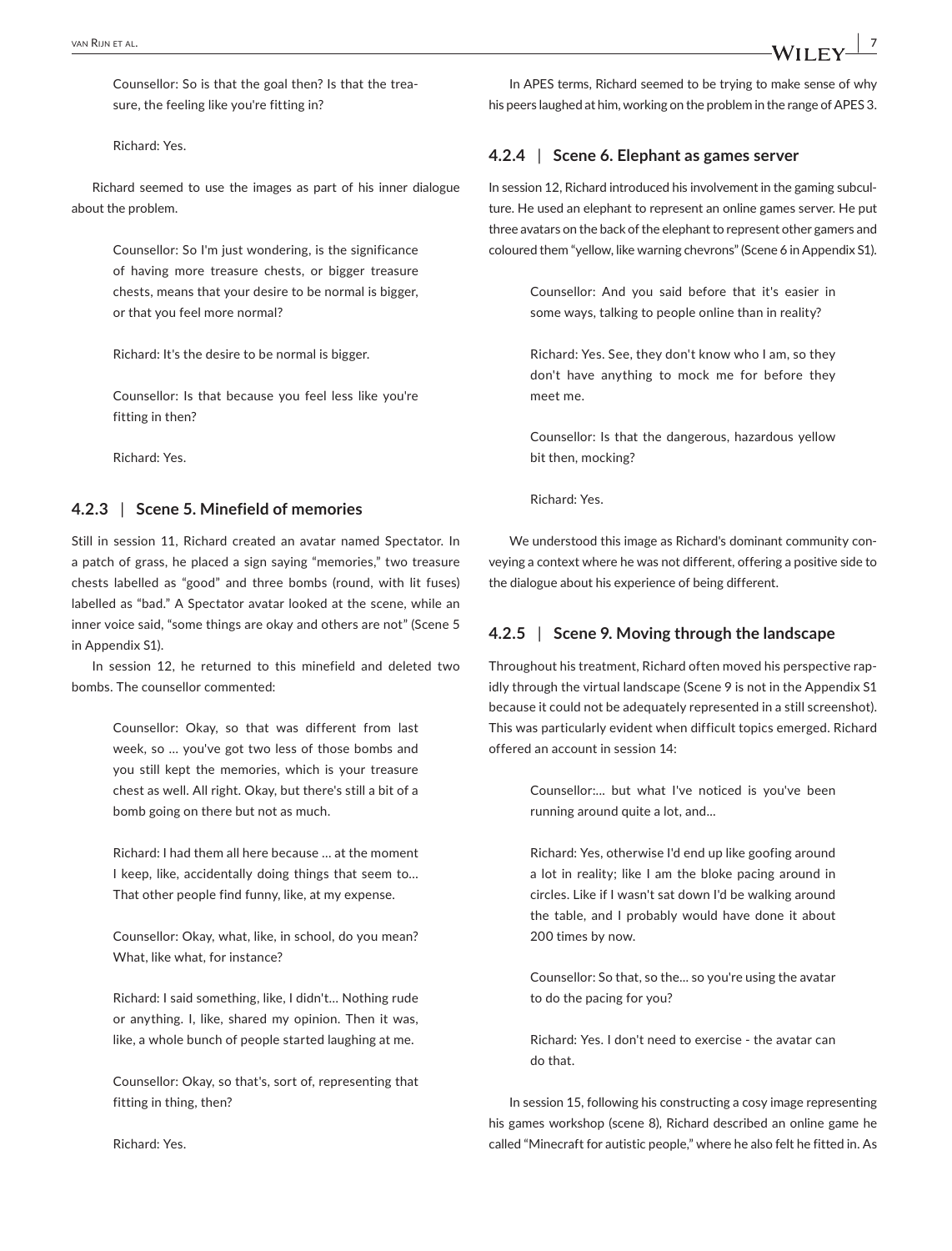> Counsellor: So is that the goal then? Is that the treasure, the feeling like you're fitting in?
>
> Richard: Yes.

Richard seemed to use the images as part of his inner dialogue about the problem.

> Counsellor: So I'm just wondering, is the significance of having more treasure chests, or bigger treasure chests, means that your desire to be normal is bigger, or that you feel more normal?
>
> Richard: It's the desire to be normal is bigger.
>
> Counsellor: Is that because you feel less like you're fitting in then?
>
> Richard: Yes.

### 4.2.3 | Scene 5. Minefield of memories

Still in session 11, Richard created an avatar named Spectator. In a patch of grass, he placed a sign saying "memories," two treasure chests labelled as "good" and three bombs (round, with lit fuses) labelled as "bad." A Spectator avatar looked at the scene, while an inner voice said, "some things are okay and others are not" (Scene 5 in Appendix S1).

In session 12, he returned to this minefield and deleted two bombs. The counsellor commented:

> Counsellor: Okay, so that was different from last week, so … you've got two less of those bombs and you still kept the memories, which is your treasure chest as well. All right. Okay, but there's still a bit of a bomb going on there but not as much.
>
> Richard: I had them all here because … at the moment I keep, like, accidentally doing things that seem to… That other people find funny, like, at my expense.
>
> Counsellor: Okay, what, like, in school, do you mean? What, like what, for instance?
>
> Richard: I said something, like, I didn't… Nothing rude or anything. I, like, shared my opinion. Then it was, like, a whole bunch of people started laughing at me.
>
> Counsellor: Okay, so that's, sort of, representing that fitting in thing, then?
>
> Richard: Yes.

In APES terms, Richard seemed to be trying to make sense of why his peers laughed at him, working on the problem in the range of APES 3.

### 4.2.4 | Scene 6. Elephant as games server

In session 12, Richard introduced his involvement in the gaming subculture. He used an elephant to represent an online games server. He put three avatars on the back of the elephant to represent other gamers and coloured them "yellow, like warning chevrons" (Scene 6 in Appendix S1).

> Counsellor: And you said before that it's easier in some ways, talking to people online than in reality?
>
> Richard: Yes. See, they don't know who I am, so they don't have anything to mock me for before they meet me.
>
> Counsellor: Is that the dangerous, hazardous yellow bit then, mocking?
>
> Richard: Yes.

We understood this image as Richard's dominant community conveying a context where he was not different, offering a positive side to the dialogue about his experience of being different.

### 4.2.5 | Scene 9. Moving through the landscape

Throughout his treatment, Richard often moved his perspective rapidly through the virtual landscape (Scene 9 is not in the Appendix S1 because it could not be adequately represented in a still screenshot). This was particularly evident when difficult topics emerged. Richard offered an account in session 14:

> Counsellor:… but what I've noticed is you've been running around quite a lot, and…
>
> Richard: Yes, otherwise I'd end up like goofing around a lot in reality; like I am the bloke pacing around in circles. Like if I wasn't sat down I'd be walking around the table, and I probably would have done it about 200 times by now.
>
> Counsellor: So that, so the… so you're using the avatar to do the pacing for you?
>
> Richard: Yes. I don't need to exercise - the avatar can do that.

In session 15, following his constructing a cosy image representing his games workshop (scene 8), Richard described an online game he called "Minecraft for autistic people," where he also felt he fitted in. As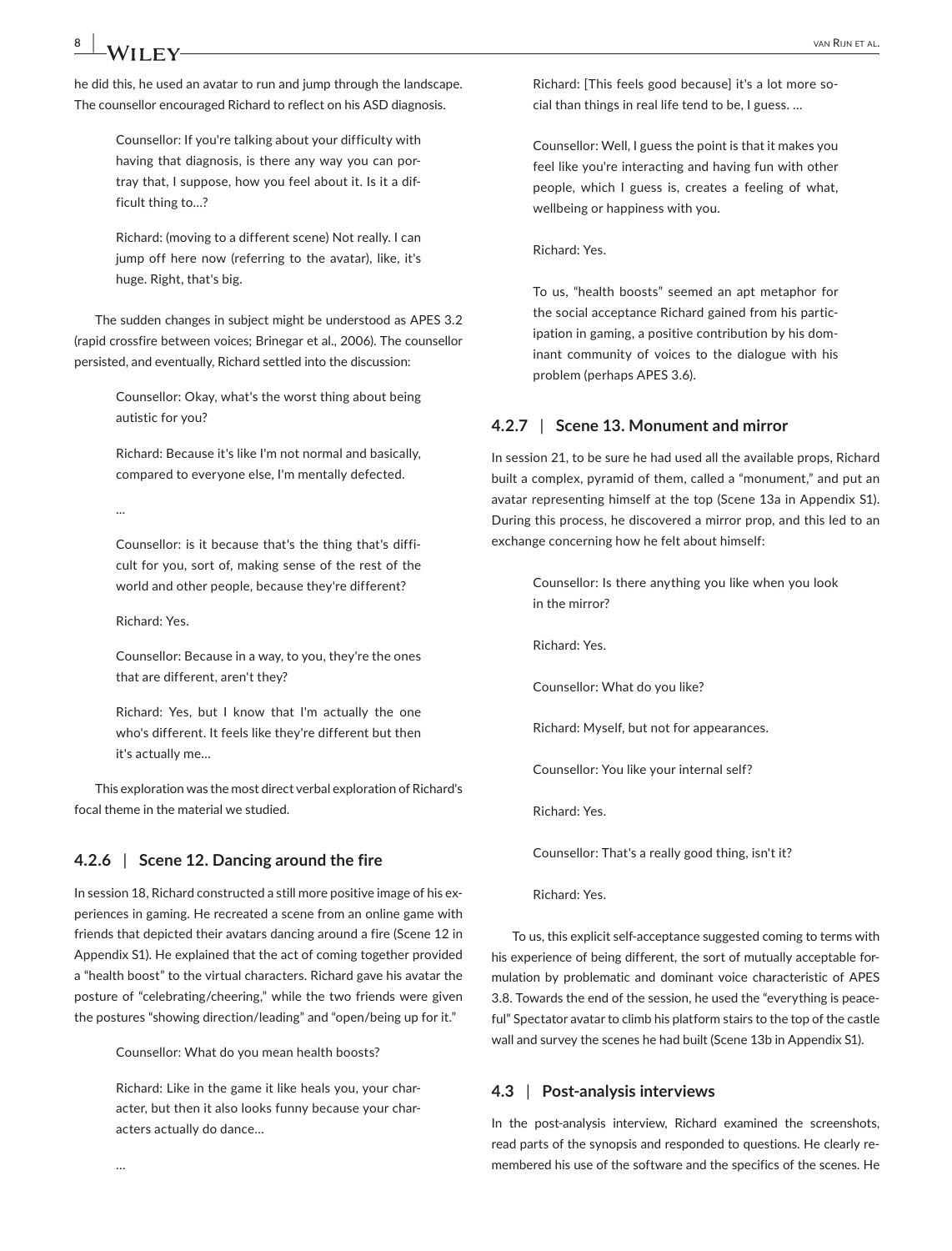he did this, he used an avatar to run and jump through the landscape. The counsellor encouraged Richard to reflect on his ASD diagnosis.

> Counsellor: If you're talking about your difficulty with having that diagnosis, is there any way you can portray that, I suppose, how you feel about it. Is it a difficult thing to…?
>
> Richard: (moving to a different scene) Not really. I can jump off here now (referring to the avatar), like, it's huge. Right, that's big.

The sudden changes in subject might be understood as APES 3.2 (rapid crossfire between voices; Brinegar et al., 2006). The counsellor persisted, and eventually, Richard settled into the discussion:

> Counsellor: Okay, what's the worst thing about being autistic for you?
>
> Richard: Because it's like I'm not normal and basically, compared to everyone else, I'm mentally defected.
>
> …
>
> Counsellor: is it because that's the thing that's difficult for you, sort of, making sense of the rest of the world and other people, because they're different?
>
> Richard: Yes.
>
> Counsellor: Because in a way, to you, they're the ones that are different, aren't they?
>
> Richard: Yes, but I know that I'm actually the one who's different. It feels like they're different but then it's actually me…

This exploration was the most direct verbal exploration of Richard's focal theme in the material we studied.

### 4.2.6 | Scene 12. Dancing around the fire

In session 18, Richard constructed a still more positive image of his experiences in gaming. He recreated a scene from an online game with friends that depicted their avatars dancing around a fire (Scene 12 in Appendix S1). He explained that the act of coming together provided a "health boost" to the virtual characters. Richard gave his avatar the posture of "celebrating/cheering," while the two friends were given the postures "showing direction/leading" and "open/being up for it."

> Counsellor: What do you mean health boosts?
>
> Richard: Like in the game it like heals you, your character, but then it also looks funny because your characters actually do dance…
>
> …
>
> Richard: [This feels good because] it's a lot more social than things in real life tend to be, I guess. …
>
> Counsellor: Well, I guess the point is that it makes you feel like you're interacting and having fun with other people, which I guess is, creates a feeling of what, wellbeing or happiness with you.
>
> Richard: Yes.
>
> To us, "health boosts" seemed an apt metaphor for the social acceptance Richard gained from his participation in gaming, a positive contribution by his dominant community of voices to the dialogue with his problem (perhaps APES 3.6).

### 4.2.7 | Scene 13. Monument and mirror

In session 21, to be sure he had used all the available props, Richard built a complex, pyramid of them, called a "monument," and put an avatar representing himself at the top (Scene 13a in Appendix S1). During this process, he discovered a mirror prop, and this led to an exchange concerning how he felt about himself:

> Counsellor: Is there anything you like when you look in the mirror?
>
> Richard: Yes.
>
> Counsellor: What do you like?
>
> Richard: Myself, but not for appearances.
>
> Counsellor: You like your internal self?
>
> Richard: Yes.
>
> Counsellor: That's a really good thing, isn't it?
>
> Richard: Yes.

To us, this explicit self-acceptance suggested coming to terms with his experience of being different, the sort of mutually acceptable formulation by problematic and dominant voice characteristic of APES 3.8. Towards the end of the session, he used the "everything is peaceful" Spectator avatar to climb his platform stairs to the top of the castle wall and survey the scenes he had built (Scene 13b in Appendix S1).

## 4.3 | Post-analysis interviews

In the post-analysis interview, Richard examined the screenshots, read parts of the synopsis and responded to questions. He clearly remembered his use of the software and the specifics of the scenes. He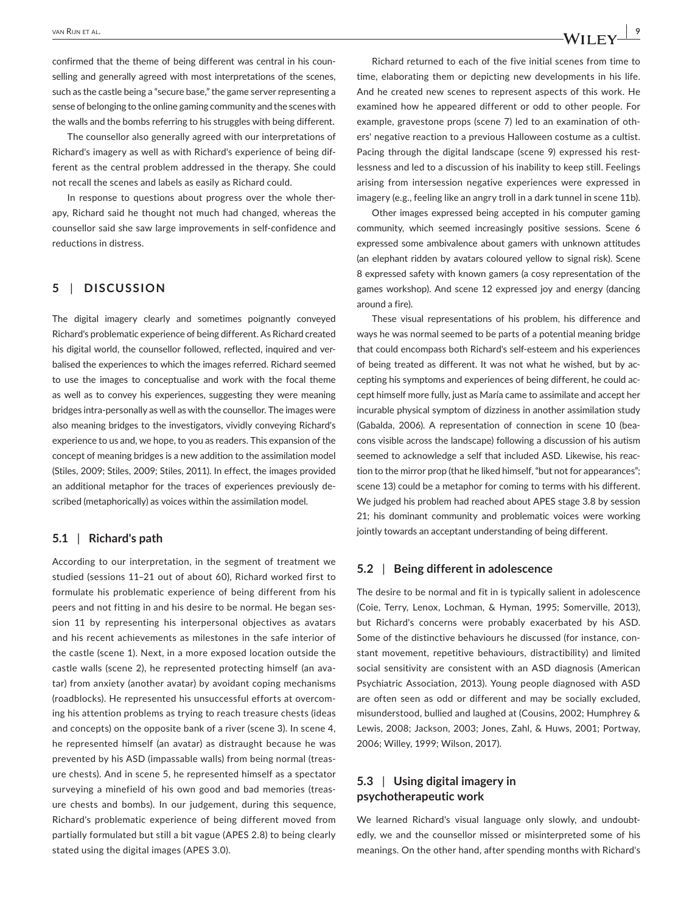confirmed that the theme of being different was central in his counselling and generally agreed with most interpretations of the scenes, such as the castle being a "secure base," the game server representing a sense of belonging to the online gaming community and the scenes with the walls and the bombs referring to his struggles with being different.

The counsellor also generally agreed with our interpretations of Richard's imagery as well as with Richard's experience of being different as the central problem addressed in the therapy. She could not recall the scenes and labels as easily as Richard could.

In response to questions about progress over the whole therapy, Richard said he thought not much had changed, whereas the counsellor said she saw large improvements in self-confidence and reductions in distress.

## 5 | DISCUSSION

The digital imagery clearly and sometimes poignantly conveyed Richard's problematic experience of being different. As Richard created his digital world, the counsellor followed, reflected, inquired and verbalised the experiences to which the images referred. Richard seemed to use the images to conceptualise and work with the focal theme as well as to convey his experiences, suggesting they were meaning bridges intra-personally as well as with the counsellor. The images were also meaning bridges to the investigators, vividly conveying Richard's experience to us and, we hope, to you as readers. This expansion of the concept of meaning bridges is a new addition to the assimilation model (Stiles, 2009; Stiles, 2009; Stiles, 2011). In effect, the images provided an additional metaphor for the traces of experiences previously described (metaphorically) as voices within the assimilation model.

### 5.1 | Richard's path

According to our interpretation, in the segment of treatment we studied (sessions 11–21 out of about 60), Richard worked first to formulate his problematic experience of being different from his peers and not fitting in and his desire to be normal. He began session 11 by representing his interpersonal objectives as avatars and his recent achievements as milestones in the safe interior of the castle (scene 1). Next, in a more exposed location outside the castle walls (scene 2), he represented protecting himself (an avatar) from anxiety (another avatar) by avoidant coping mechanisms (roadblocks). He represented his unsuccessful efforts at overcoming his attention problems as trying to reach treasure chests (ideas and concepts) on the opposite bank of a river (scene 3). In scene 4, he represented himself (an avatar) as distraught because he was prevented by his ASD (impassable walls) from being normal (treasure chests). And in scene 5, he represented himself as a spectator surveying a minefield of his own good and bad memories (treasure chests and bombs). In our judgement, during this sequence, Richard's problematic experience of being different moved from partially formulated but still a bit vague (APES 2.8) to being clearly stated using the digital images (APES 3.0).

Richard returned to each of the five initial scenes from time to time, elaborating them or depicting new developments in his life. And he created new scenes to represent aspects of this work. He examined how he appeared different or odd to other people. For example, gravestone props (scene 7) led to an examination of others' negative reaction to a previous Halloween costume as a cultist. Pacing through the digital landscape (scene 9) expressed his restlessness and led to a discussion of his inability to keep still. Feelings arising from intersession negative experiences were expressed in imagery (e.g., feeling like an angry troll in a dark tunnel in scene 11b).

Other images expressed being accepted in his computer gaming community, which seemed increasingly positive sessions. Scene 6 expressed some ambivalence about gamers with unknown attitudes (an elephant ridden by avatars coloured yellow to signal risk). Scene 8 expressed safety with known gamers (a cosy representation of the games workshop). And scene 12 expressed joy and energy (dancing around a fire).

These visual representations of his problem, his difference and ways he was normal seemed to be parts of a potential meaning bridge that could encompass both Richard's self-esteem and his experiences of being treated as different. It was not what he wished, but by accepting his symptoms and experiences of being different, he could accept himself more fully, just as María came to assimilate and accept her incurable physical symptom of dizziness in another assimilation study (Gabalda, 2006). A representation of connection in scene 10 (beacons visible across the landscape) following a discussion of his autism seemed to acknowledge a self that included ASD. Likewise, his reaction to the mirror prop (that he liked himself, "but not for appearances"; scene 13) could be a metaphor for coming to terms with his different. We judged his problem had reached about APES stage 3.8 by session 21; his dominant community and problematic voices were working jointly towards an acceptant understanding of being different.

### 5.2 | Being different in adolescence

The desire to be normal and fit in is typically salient in adolescence (Coie, Terry, Lenox, Lochman, & Hyman, 1995; Somerville, 2013), but Richard's concerns were probably exacerbated by his ASD. Some of the distinctive behaviours he discussed (for instance, constant movement, repetitive behaviours, distractibility) and limited social sensitivity are consistent with an ASD diagnosis (American Psychiatric Association, 2013). Young people diagnosed with ASD are often seen as odd or different and may be socially excluded, misunderstood, bullied and laughed at (Cousins, 2002; Humphrey & Lewis, 2008; Jackson, 2003; Jones, Zahl, & Huws, 2001; Portway, 2006; Willey, 1999; Wilson, 2017).

### 5.3 | Using digital imagery in psychotherapeutic work

We learned Richard's visual language only slowly, and undoubtedly, we and the counsellor missed or misinterpreted some of his meanings. On the other hand, after spending months with Richard's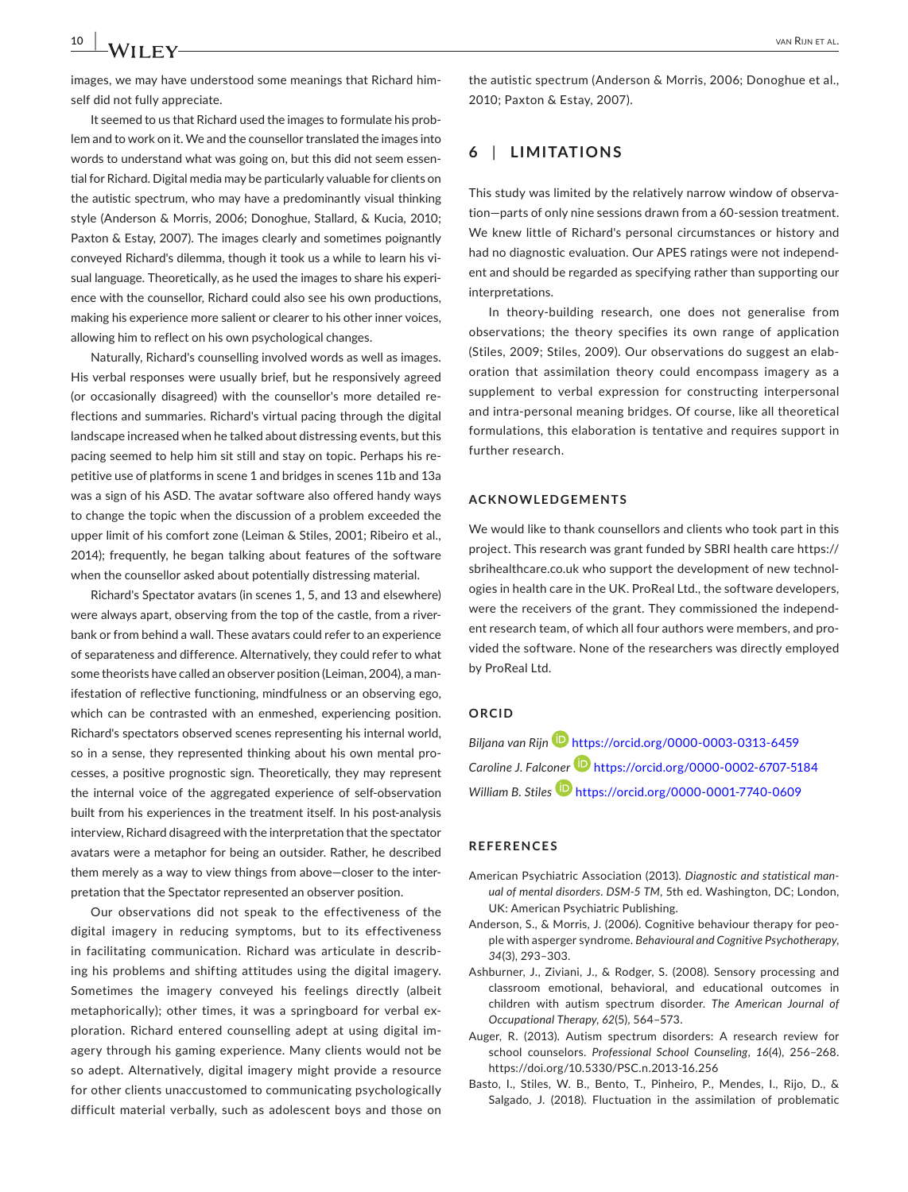images, we may have understood some meanings that Richard himself did not fully appreciate.

It seemed to us that Richard used the images to formulate his problem and to work on it. We and the counsellor translated the images into words to understand what was going on, but this did not seem essential for Richard. Digital media may be particularly valuable for clients on the autistic spectrum, who may have a predominantly visual thinking style (Anderson & Morris, 2006; Donoghue, Stallard, & Kucia, 2010; Paxton & Estay, 2007). The images clearly and sometimes poignantly conveyed Richard's dilemma, though it took us a while to learn his visual language. Theoretically, as he used the images to share his experience with the counsellor, Richard could also see his own productions, making his experience more salient or clearer to his other inner voices, allowing him to reflect on his own psychological changes.

Naturally, Richard's counselling involved words as well as images. His verbal responses were usually brief, but he responsively agreed (or occasionally disagreed) with the counsellor's more detailed reflections and summaries. Richard's virtual pacing through the digital landscape increased when he talked about distressing events, but this pacing seemed to help him sit still and stay on topic. Perhaps his repetitive use of platforms in scene 1 and bridges in scenes 11b and 13a was a sign of his ASD. The avatar software also offered handy ways to change the topic when the discussion of a problem exceeded the upper limit of his comfort zone (Leiman & Stiles, 2001; Ribeiro et al., 2014); frequently, he began talking about features of the software when the counsellor asked about potentially distressing material.

Richard's Spectator avatars (in scenes 1, 5, and 13 and elsewhere) were always apart, observing from the top of the castle, from a riverbank or from behind a wall. These avatars could refer to an experience of separateness and difference. Alternatively, they could refer to what some theorists have called an observer position (Leiman, 2004), a manifestation of reflective functioning, mindfulness or an observing ego, which can be contrasted with an enmeshed, experiencing position. Richard's spectators observed scenes representing his internal world, so in a sense, they represented thinking about his own mental processes, a positive prognostic sign. Theoretically, they may represent the internal voice of the aggregated experience of self-observation built from his experiences in the treatment itself. In his post-analysis interview, Richard disagreed with the interpretation that the spectator avatars were a metaphor for being an outsider. Rather, he described them merely as a way to view things from above—closer to the interpretation that the Spectator represented an observer position.

Our observations did not speak to the effectiveness of the digital imagery in reducing symptoms, but to its effectiveness in facilitating communication. Richard was articulate in describing his problems and shifting attitudes using the digital imagery. Sometimes the imagery conveyed his feelings directly (albeit metaphorically); other times, it was a springboard for verbal exploration. Richard entered counselling adept at using digital imagery through his gaming experience. Many clients would not be so adept. Alternatively, digital imagery might provide a resource for other clients unaccustomed to communicating psychologically difficult material verbally, such as adolescent boys and those on the autistic spectrum (Anderson & Morris, 2006; Donoghue et al., 2010; Paxton & Estay, 2007).

## 6 | LIMITATIONS

This study was limited by the relatively narrow window of observation—parts of only nine sessions drawn from a 60-session treatment. We knew little of Richard's personal circumstances or history and had no diagnostic evaluation. Our APES ratings were not independent and should be regarded as specifying rather than supporting our interpretations.

In theory-building research, one does not generalise from observations; the theory specifies its own range of application (Stiles, 2009; Stiles, 2009). Our observations do suggest an elaboration that assimilation theory could encompass imagery as a supplement to verbal expression for constructing interpersonal and intra-personal meaning bridges. Of course, like all theoretical formulations, this elaboration is tentative and requires support in further research.

### ACKNOWLEDGEMENTS

We would like to thank counsellors and clients who took part in this project. This research was grant funded by SBRI health care https://sbrihealthcare.co.uk who support the development of new technologies in health care in the UK. ProReal Ltd., the software developers, were the receivers of the grant. They commissioned the independent research team, of which all four authors were members, and provided the software. None of the researchers was directly employed by ProReal Ltd.

### ORCID

*Biljana van Rijn* https://orcid.org/0000-0003-0313-6459

*Caroline J. Falconer* https://orcid.org/0000-0002-6707-5184

*William B. Stiles* https://orcid.org/0000-0001-7740-0609

### REFERENCES

American Psychiatric Association (2013). *Diagnostic and statistical manual of mental disorders. DSM-5 TM*, 5th ed. Washington, DC; London, UK: American Psychiatric Publishing.

Anderson, S., & Morris, J. (2006). Cognitive behaviour therapy for people with asperger syndrome. *Behavioural and Cognitive Psychotherapy*, *34*(3), 293–303.

Ashburner, J., Ziviani, J., & Rodger, S. (2008). Sensory processing and classroom emotional, behavioral, and educational outcomes in children with autism spectrum disorder. *The American Journal of Occupational Therapy*, *62*(5), 564–573.

Auger, R. (2013). Autism spectrum disorders: A research review for school counselors. *Professional School Counseling*, *16*(4), 256–268. https://doi.org/10.5330/PSC.n.2013-16.256

Basto, I., Stiles, W. B., Bento, T., Pinheiro, P., Mendes, I., Rijo, D., & Salgado, J. (2018). Fluctuation in the assimilation of problematic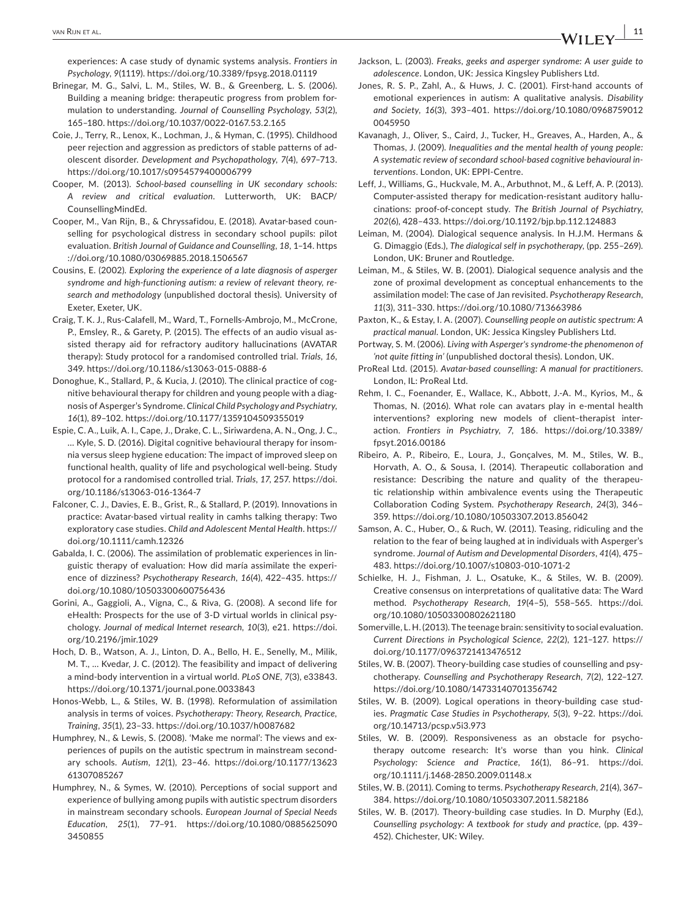experiences: A case study of dynamic systems analysis. *Frontiers in Psychology*, *9*(1119). https://doi.org/10.3389/fpsyg.2018.01119

Brinegar, M. G., Salvi, L. M., Stiles, W. B., & Greenberg, L. S. (2006). Building a meaning bridge: therapeutic progress from problem formulation to understanding. *Journal of Counselling Psychology*, *53*(2), 165–180. https://doi.org/10.1037/0022-0167.53.2.165

Coie, J., Terry, R., Lenox, K., Lochman, J., & Hyman, C. (1995). Childhood peer rejection and aggression as predictors of stable patterns of adolescent disorder. *Development and Psychopathology*, *7*(4), 697–713. https://doi.org/10.1017/s0954579400006799

Cooper, M. (2013). *School-based counselling in UK secondary schools: A review and critical evaluation*. Lutterworth, UK: BACP/CounsellingMindEd.

Cooper, M., Van Rijn, B., & Chryssafidou, E. (2018). Avatar-based counselling for psychological distress in secondary school pupils: pilot evaluation. *British Journal of Guidance and Counselling*, *18*, 1–14. https://doi.org/10.1080/03069885.2018.1506567

Cousins, E. (2002). *Exploring the experience of a late diagnosis of asperger syndrome and high-functioning autism: a review of relevant theory, research and methodology* (unpublished doctoral thesis). University of Exeter, Exeter, UK.

Craig, T. K. J., Rus-Calafell, M., Ward, T., Fornells-Ambrojo, M., McCrone, P., Emsley, R., & Garety, P. (2015). The effects of an audio visual assisted therapy aid for refractory auditory hallucinations (AVATAR therapy): Study protocol for a randomised controlled trial. *Trials*, *16*, 349. https://doi.org/10.1186/s13063-015-0888-6

Donoghue, K., Stallard, P., & Kucia, J. (2010). The clinical practice of cognitive behavioural therapy for children and young people with a diagnosis of Asperger's Syndrome. *Clinical Child Psychology and Psychiatry*, *16*(1), 89–102. https://doi.org/10.1177/1359104509355019

Espie, C. A., Luik, A. I., Cape, J., Drake, C. L., Siriwardena, A. N., Ong, J. C., … Kyle, S. D. (2016). Digital cognitive behavioural therapy for insomnia versus sleep hygiene education: The impact of improved sleep on functional health, quality of life and psychological well-being. Study protocol for a randomised controlled trial. *Trials*, *17*, 257. https://doi.org/10.1186/s13063-016-1364-7

Falconer, C. J., Davies, E. B., Grist, R., & Stallard, P. (2019). Innovations in practice: Avatar-based virtual reality in camhs talking therapy: Two exploratory case studies. *Child and Adolescent Mental Health*. https://doi.org/10.1111/camh.12326

Gabalda, I. C. (2006). The assimilation of problematic experiences in linguistic therapy of evaluation: How did maría assimilate the experience of dizziness? *Psychotherapy Research*, *16*(4), 422–435. https://doi.org/10.1080/10503300600756436

Gorini, A., Gaggioli, A., Vigna, C., & Riva, G. (2008). A second life for eHealth: Prospects for the use of 3-D virtual worlds in clinical psychology. *Journal of medical Internet research*, *10*(3), e21. https://doi.org/10.2196/jmir.1029

Hoch, D. B., Watson, A. J., Linton, D. A., Bello, H. E., Senelly, M., Milik, M. T., … Kvedar, J. C. (2012). The feasibility and impact of delivering a mind-body intervention in a virtual world. *PLoS ONE*, *7*(3), e33843. https://doi.org/10.1371/journal.pone.0033843

Honos-Webb, L., & Stiles, W. B. (1998). Reformulation of assimilation analysis in terms of voices. *Psychotherapy: Theory, Research, Practice, Training*, *35*(1), 23–33. https://doi.org/10.1037/h0087682

Humphrey, N., & Lewis, S. (2008). 'Make me normal': The views and experiences of pupils on the autistic spectrum in mainstream secondary schools. *Autism*, *12*(1), 23–46. https://doi.org/10.1177/1362361307085267

Humphrey, N., & Symes, W. (2010). Perceptions of social support and experience of bullying among pupils with autistic spectrum disorders in mainstream secondary schools. *European Journal of Special Needs Education*, *25*(1), 77–91. https://doi.org/10.1080/08856250903450855

Jackson, L. (2003). *Freaks, geeks and asperger syndrome: A user guide to adolescence*. London, UK: Jessica Kingsley Publishers Ltd.

Jones, R. S. P., Zahl, A., & Huws, J. C. (2001). First-hand accounts of emotional experiences in autism: A qualitative analysis. *Disability and Society*, *16*(3), 393–401. https://doi.org/10.1080/09687590120045950

Kavanagh, J., Oliver, S., Caird, J., Tucker, H., Greaves, A., Harden, A., & Thomas, J. (2009). *Inequalities and the mental health of young people: A systematic review of secondard school-based cognitive behavioural interventions*. London, UK: EPPI-Centre.

Leff, J., Williams, G., Huckvale, M. A., Arbuthnot, M., & Leff, A. P. (2013). Computer-assisted therapy for medication-resistant auditory hallucinations: proof-of-concept study. *The British Journal of Psychiatry*, *202*(6), 428–433. https://doi.org/10.1192/bjp.bp.112.124883

Leiman, M. (2004). Dialogical sequence analysis. In H.J.M. Hermans & G. Dimaggio (Eds.), *The dialogical self in psychotherapy*, (pp. 255–269). London, UK: Bruner and Routledge.

Leiman, M., & Stiles, W. B. (2001). Dialogical sequence analysis and the zone of proximal development as conceptual enhancements to the assimilation model: The case of Jan revisited. *Psychotherapy Research*, *11*(3), 311–330. https://doi.org/10.1080/713663986

Paxton, K., & Estay, I. A. (2007). *Counselling people on autistic spectrum: A practical manual*. London, UK: Jessica Kingsley Publishers Ltd.

Portway, S. M. (2006). *Living with Asperger's syndrome-the phenomenon of 'not quite fitting in'* (unpublished doctoral thesis). London, UK.

ProReal Ltd. (2015). *Avatar-based counselling: A manual for practitioners*. London, IL: ProReal Ltd.

Rehm, I. C., Foenander, E., Wallace, K., Abbott, J.-A. M., Kyrios, M., & Thomas, N. (2016). What role can avatars play in e-mental health interventions? exploring new models of client–therapist interaction. *Frontiers in Psychiatry*, *7*, 186. https://doi.org/10.3389/fpsyt.2016.00186

Ribeiro, A. P., Ribeiro, E., Loura, J., Gonçalves, M. M., Stiles, W. B., Horvath, A. O., & Sousa, I. (2014). Therapeutic collaboration and resistance: Describing the nature and quality of the therapeutic relationship within ambivalence events using the Therapeutic Collaboration Coding System. *Psychotherapy Research*, *24*(3), 346–359. https://doi.org/10.1080/10503307.2013.856042

Samson, A. C., Huber, O., & Ruch, W. (2011). Teasing, ridiculing and the relation to the fear of being laughed at in individuals with Asperger's syndrome. *Journal of Autism and Developmental Disorders*, *41*(4), 475–483. https://doi.org/10.1007/s10803-010-1071-2

Schielke, H. J., Fishman, J. L., Osatuke, K., & Stiles, W. B. (2009). Creative consensus on interpretations of qualitative data: The Ward method. *Psychotherapy Research*, *19*(4–5), 558–565. https://doi.org/10.1080/10503300802621180

Somerville, L. H. (2013). The teenage brain: sensitivity to social evaluation. *Current Directions in Psychological Science*, *22*(2), 121–127. https://doi.org/10.1177/0963721413476512

Stiles, W. B. (2007). Theory-building case studies of counselling and psychotherapy. *Counselling and Psychotherapy Research*, *7*(2), 122–127. https://doi.org/10.1080/14733140701356742

Stiles, W. B. (2009). Logical operations in theory-building case studies. *Pragmatic Case Studies in Psychotherapy*, *5*(3), 9–22. https://doi.org/10.14713/pcsp.v5i3.973

Stiles, W. B. (2009). Responsiveness as an obstacle for psychotherapy outcome research: It's worse than you hink. *Clinical Psychology: Science and Practice*, *16*(1), 86–91. https://doi.org/10.1111/j.1468-2850.2009.01148.x

Stiles, W. B. (2011). Coming to terms. *Psychotherapy Research*, *21*(4), 367–384. https://doi.org/10.1080/10503307.2011.582186

Stiles, W. B. (2017). Theory-building case studies. In D. Murphy (Ed.), *Counselling psychology: A textbook for study and practice*, (pp. 439–452). Chichester, UK: Wiley.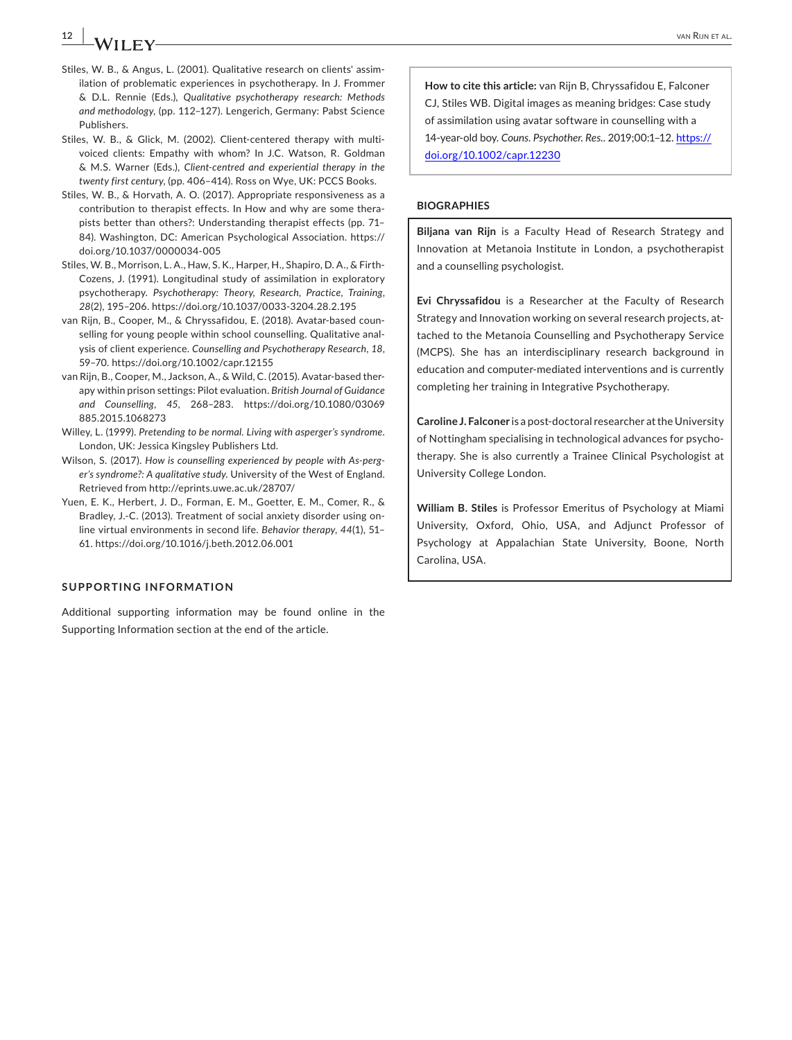Stiles, W. B., & Angus, L. (2001). Qualitative research on clients' assimilation of problematic experiences in psychotherapy. In J. Frommer & D.L. Rennie (Eds.), *Qualitative psychotherapy research: Methods and methodology*, (pp. 112–127). Lengerich, Germany: Pabst Science Publishers.

Stiles, W. B., & Glick, M. (2002). Client-centered therapy with multivoiced clients: Empathy with whom? In J.C. Watson, R. Goldman & M.S. Warner (Eds.), *Client-centred and experiential therapy in the twenty first century*, (pp. 406–414). Ross on Wye, UK: PCCS Books.

Stiles, W. B., & Horvath, A. O. (2017). Appropriate responsiveness as a contribution to therapist effects. In How and why are some therapists better than others?: Understanding therapist effects (pp. 71–84). Washington, DC: American Psychological Association. https://doi.org/10.1037/0000034-005

Stiles, W. B., Morrison, L. A., Haw, S. K., Harper, H., Shapiro, D. A., & Firth-Cozens, J. (1991). Longitudinal study of assimilation in exploratory psychotherapy. *Psychotherapy: Theory, Research, Practice, Training*, *28*(2), 195–206. https://doi.org/10.1037/0033-3204.28.2.195

van Rijn, B., Cooper, M., & Chryssafidou, E. (2018). Avatar-based counselling for young people within school counselling. Qualitative analysis of client experience. *Counselling and Psychotherapy Research*, *18*, 59–70. https://doi.org/10.1002/capr.12155

van Rijn, B., Cooper, M., Jackson, A., & Wild, C. (2015). Avatar-based therapy within prison settings: Pilot evaluation. *British Journal of Guidance and Counselling*, *45*, 268–283. https://doi.org/10.1080/03069885.2015.1068273

Willey, L. (1999). *Pretending to be normal. Living with asperger's syndrome*. London, UK: Jessica Kingsley Publishers Ltd.

Wilson, S. (2017). *How is counselling experienced by people with Asperger's syndrome?: A qualitative study*. University of the West of England. Retrieved from http://eprints.uwe.ac.uk/28707/

Yuen, E. K., Herbert, J. D., Forman, E. M., Goetter, E. M., Comer, R., & Bradley, J.-C. (2013). Treatment of social anxiety disorder using online virtual environments in second life. *Behavior therapy*, *44*(1), 51–61. https://doi.org/10.1016/j.beth.2012.06.001

## SUPPORTING INFORMATION

Additional supporting information may be found online in the Supporting Information section at the end of the article.

**How to cite this article:** van Rijn B, Chryssafidou E, Falconer CJ, Stiles WB. Digital images as meaning bridges: Case study of assimilation using avatar software in counselling with a 14-year-old boy. *Couns. Psychother. Res.*. 2019;00:1–12. https://doi.org/10.1002/capr.12230

## BIOGRAPHIES

**Biljana van Rijn** is a Faculty Head of Research Strategy and Innovation at Metanoia Institute in London, a psychotherapist and a counselling psychologist.

**Evi Chryssafidou** is a Researcher at the Faculty of Research Strategy and Innovation working on several research projects, attached to the Metanoia Counselling and Psychotherapy Service (MCPS). She has an interdisciplinary research background in education and computer-mediated interventions and is currently completing her training in Integrative Psychotherapy.

**Caroline J. Falconer** is a post-doctoral researcher at the University of Nottingham specialising in technological advances for psychotherapy. She is also currently a Trainee Clinical Psychologist at University College London.

**William B. Stiles** is Professor Emeritus of Psychology at Miami University, Oxford, Ohio, USA, and Adjunct Professor of Psychology at Appalachian State University, Boone, North Carolina, USA.